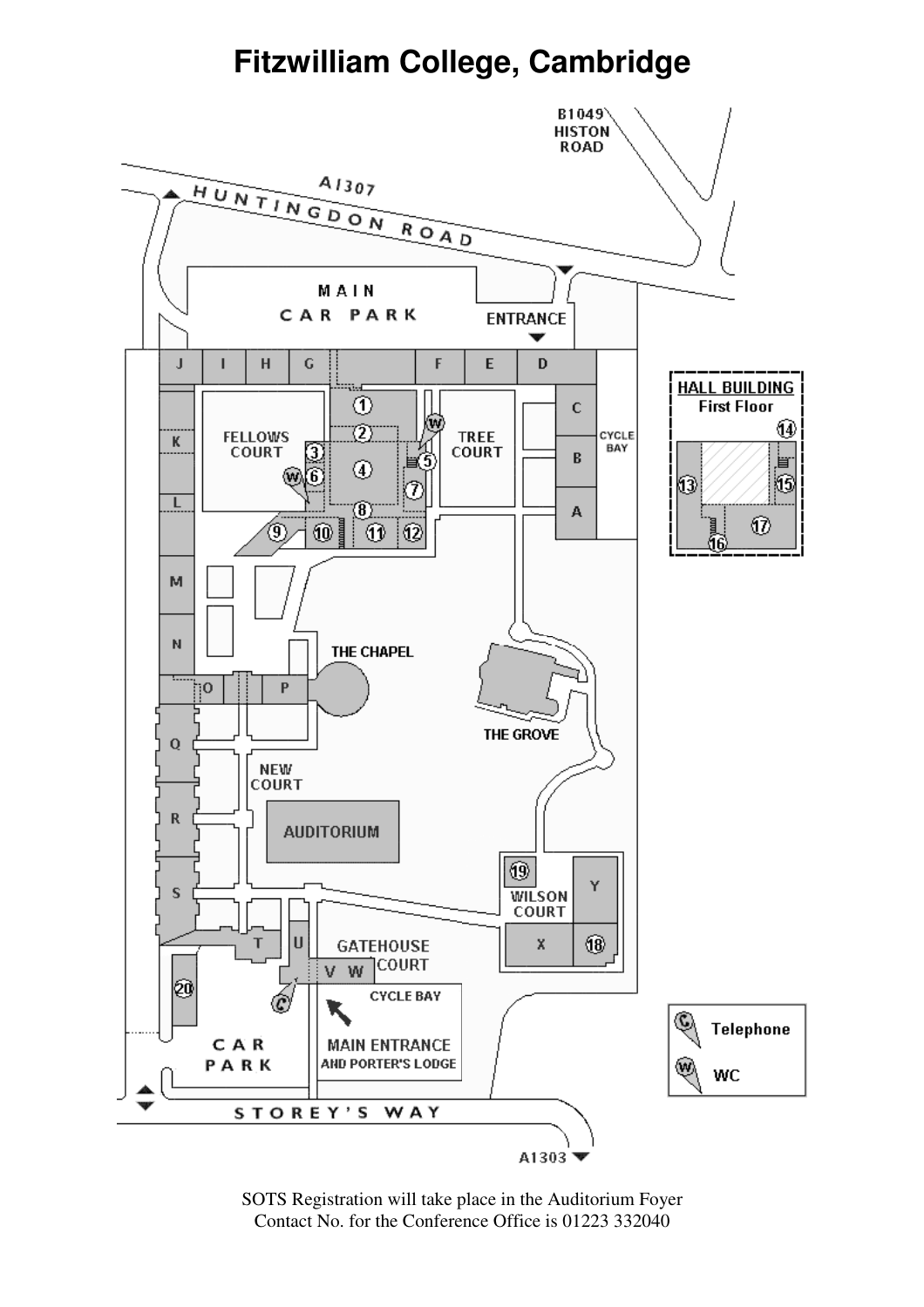# Fitzwilliam College, Cambridge

B1049 HISTON ROAD

A1307 HUNTINGDON ROAD

MAIN CAR PARK

ENTRANCE

J I H G F E D

C B A

CYCLE BAY

K L M N O P Q R S T U V W X Y

FELLOWS COURT

TREE COURT

THE CHAPEL

THE GROVE

NEW COURT

AUDITORIUM

WILSON COURT

GATEHOUSE COURT

CYCLE BAY

MAIN ENTRANCE AND PORTER'S LODGE

CAR PARK

STOREY'S WAY

A1303

**HALL BUILDING**
**First Floor**

Telephone

WC

SOTS Registration will take place in the Auditorium Foyer
Contact No. for the Conference Office is 01223 332040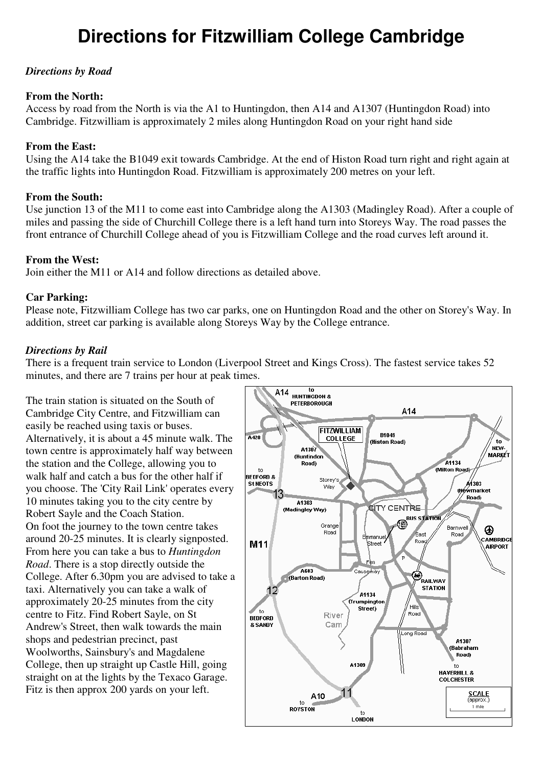# Directions for Fitzwilliam College Cambridge

*Directions by Road*

**From the North:**
Access by road from the North is via the A1 to Huntingdon, then A14 and A1307 (Huntingdon Road) into Cambridge. Fitzwilliam is approximately 2 miles along Huntingdon Road on your right hand side

**From the East:**
Using the A14 take the B1049 exit towards Cambridge. At the end of Histon Road turn right and right again at the traffic lights into Huntingdon Road. Fitzwilliam is approximately 200 metres on your left.

**From the South:**
Use junction 13 of the M11 to come east into Cambridge along the A1303 (Madingley Road). After a couple of miles and passing the side of Churchill College there is a left hand turn into Storeys Way. The road passes the front entrance of Churchill College ahead of you is Fitzwilliam College and the road curves left around it.

**From the West:**
Join either the M11 or A14 and follow directions as detailed above.

**Car Parking:**
Please note, Fitzwilliam College has two car parks, one on Huntingdon Road and the other on Storey's Way. In addition, street car parking is available along Storeys Way by the College entrance.

*Directions by Rail*
There is a frequent train service to London (Liverpool Street and Kings Cross). The fastest service takes 52 minutes, and there are 7 trains per hour at peak times.

The train station is situated on the South of Cambridge City Centre, and Fitzwilliam can easily be reached using taxis or buses. Alternatively, it is about a 45 minute walk. The town centre is approximately half way between the station and the College, allowing you to walk half and catch a bus for the other half if you choose. The 'City Rail Link' operates every 10 minutes taking you to the city centre by Robert Sayle and the Coach Station.
On foot the journey to the town centre takes around 20-25 minutes. It is clearly signposted. From here you can take a bus to *Huntingdon Road*. There is a stop directly outside the College. After 6.30pm you are advised to take a taxi. Alternatively you can take a walk of approximately 20-25 minutes from the city centre to Fitz. Find Robert Sayle, on St Andrew's Street, then walk towards the main shops and pedestrian precinct, past Woolworths, Sainsbury's and Magdalene College, then up straight up Castle Hill, going straight on at the lights by the Texaco Garage. Fitz is then approx 200 yards on your left.

A14 to HUNTINGDON & PETERBOROUGH
A14
FITZWILLIAM COLLEGE
B1049 (Histon Road)
A428
A1307 (Huntindon Road)
to NEW-MARKET
A1134 (Milton Road)
to BEDFORD & St NEOTS
Storey's Way
A1303 (Newmarket Road)
13
A1303 (Madingley Way)
CITY CENTRE
BUS STATION
Grange Road
Barnwell Road
Emmanuel Street
East Road
CAMBRIDGE AIRPORT
M11
Fen Causeway
A603 (Barton Road)
RAILWAY STATION
12
A1134 (Trumpington Street)
to BEDFORD & SANDY
River Cam
Hills Road
Long Road
A1307 (Babraham Road)
A1309
to HAVERHILL & COLCHESTER
A10
11
to ROYSTON
to LONDON
SCALE (approx.)
1 mile